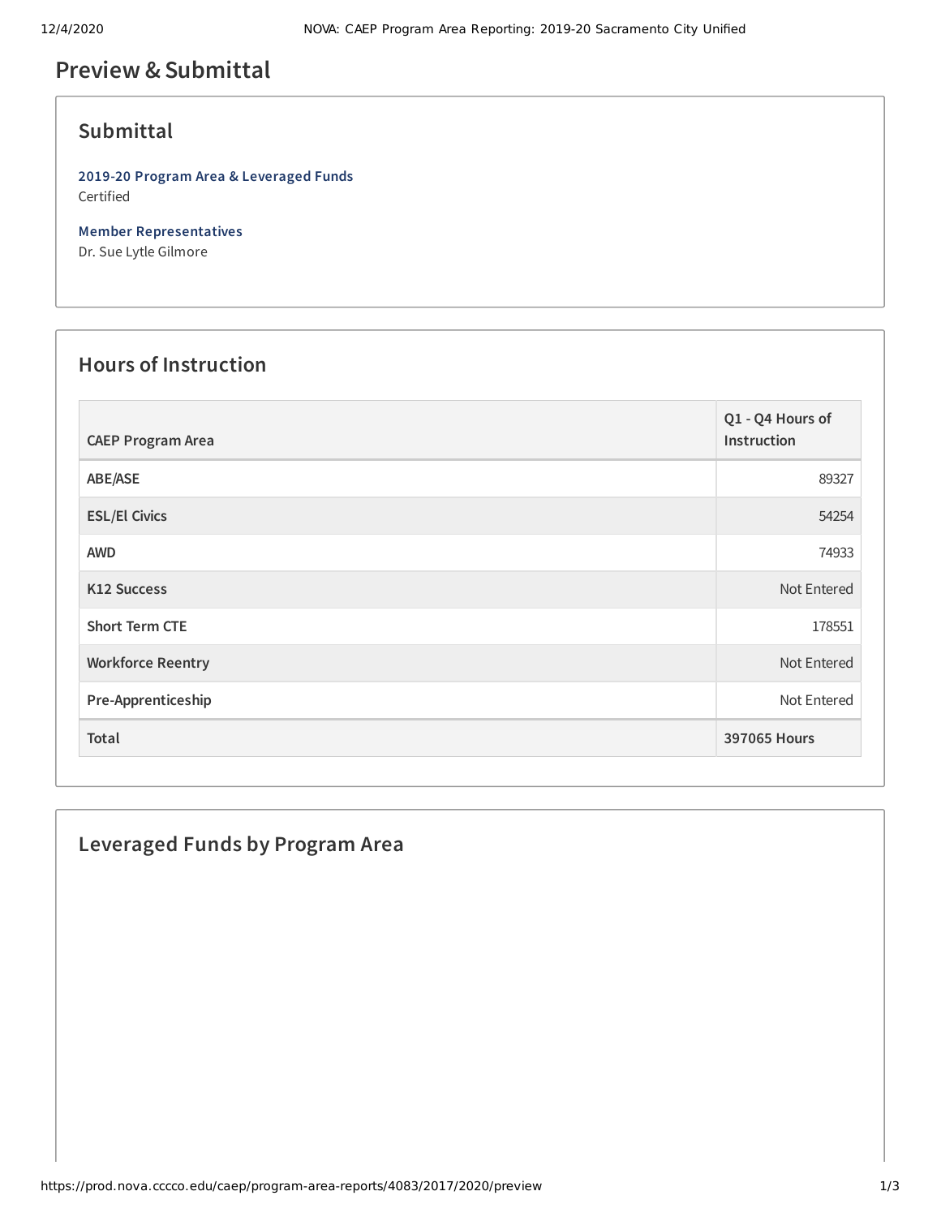# Preview & Submittal

## Submittal

**2019-20 Program Area & Leveraged Funds**
Certified

**Member Representatives**
Dr. Sue Lytle Gilmore

## Hours of Instruction

| CAEP Program Area | Q1 - Q4 Hours of Instruction |
|---|---|
| ABE/ASE | 89327 |
| ESL/El Civics | 54254 |
| AWD | 74933 |
| K12 Success | Not Entered |
| Short Term CTE | 178551 |
| Workforce Reentry | Not Entered |
| Pre-Apprenticeship | Not Entered |
| **Total** | **397065 Hours** |

## Leveraged Funds by Program Area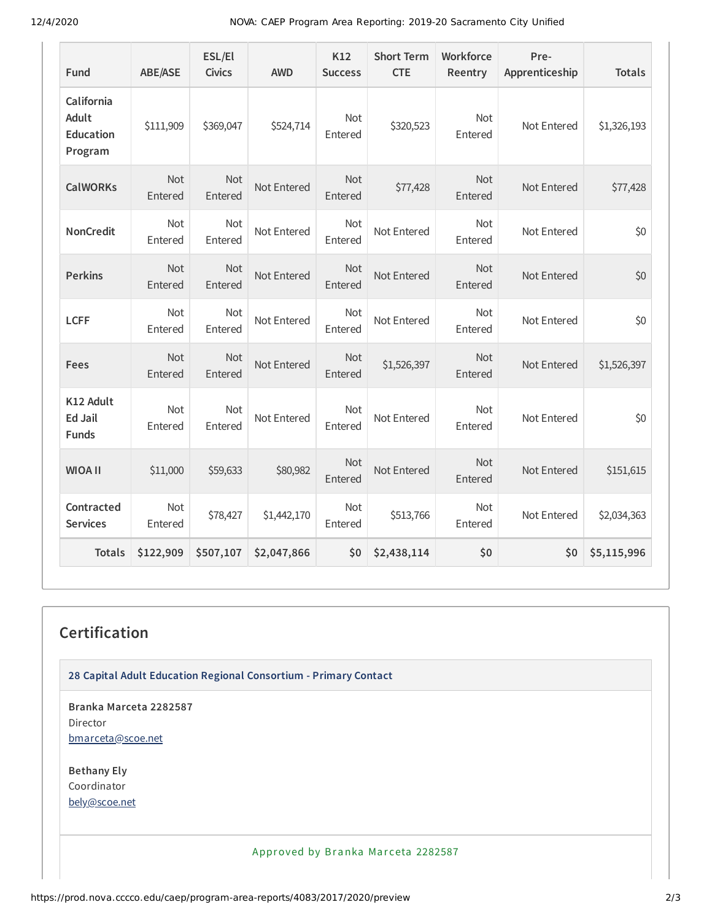| Fund | ABE/ASE | ESL/El Civics | AWD | K12 Success | Short Term CTE | Workforce Reentry | Pre-Apprenticeship | Totals |
|---|---|---|---|---|---|---|---|---|
| California Adult Education Program | $111,909 | $369,047 | $524,714 | Not Entered | $320,523 | Not Entered | Not Entered | $1,326,193 |
| CalWORKs | Not Entered | Not Entered | Not Entered | Not Entered | $77,428 | Not Entered | Not Entered | $77,428 |
| NonCredit | Not Entered | Not Entered | Not Entered | Not Entered | Not Entered | Not Entered | Not Entered | $0 |
| Perkins | Not Entered | Not Entered | Not Entered | Not Entered | Not Entered | Not Entered | Not Entered | $0 |
| LCFF | Not Entered | Not Entered | Not Entered | Not Entered | Not Entered | Not Entered | Not Entered | $0 |
| Fees | Not Entered | Not Entered | Not Entered | Not Entered | $1,526,397 | Not Entered | Not Entered | $1,526,397 |
| K12 Adult Ed Jail Funds | Not Entered | Not Entered | Not Entered | Not Entered | Not Entered | Not Entered | Not Entered | $0 |
| WIOA II | $11,000 | $59,633 | $80,982 | Not Entered | Not Entered | Not Entered | Not Entered | $151,615 |
| Contracted Services | Not Entered | $78,427 | $1,442,170 | Not Entered | $513,766 | Not Entered | Not Entered | $2,034,363 |
| **Totals** | **$122,909** | **$507,107** | **$2,047,866** | **$0** | **$2,438,114** | **$0** | **$0** | **$5,115,996** |

## Certification

**28 Capital Adult Education Regional Consortium - Primary Contact**

**Branka Marceta 2282587**
Director
bmarceta@scoe.net

**Bethany Ely**
Coordinator
bely@scoe.net

Approved by Branka Marceta 2282587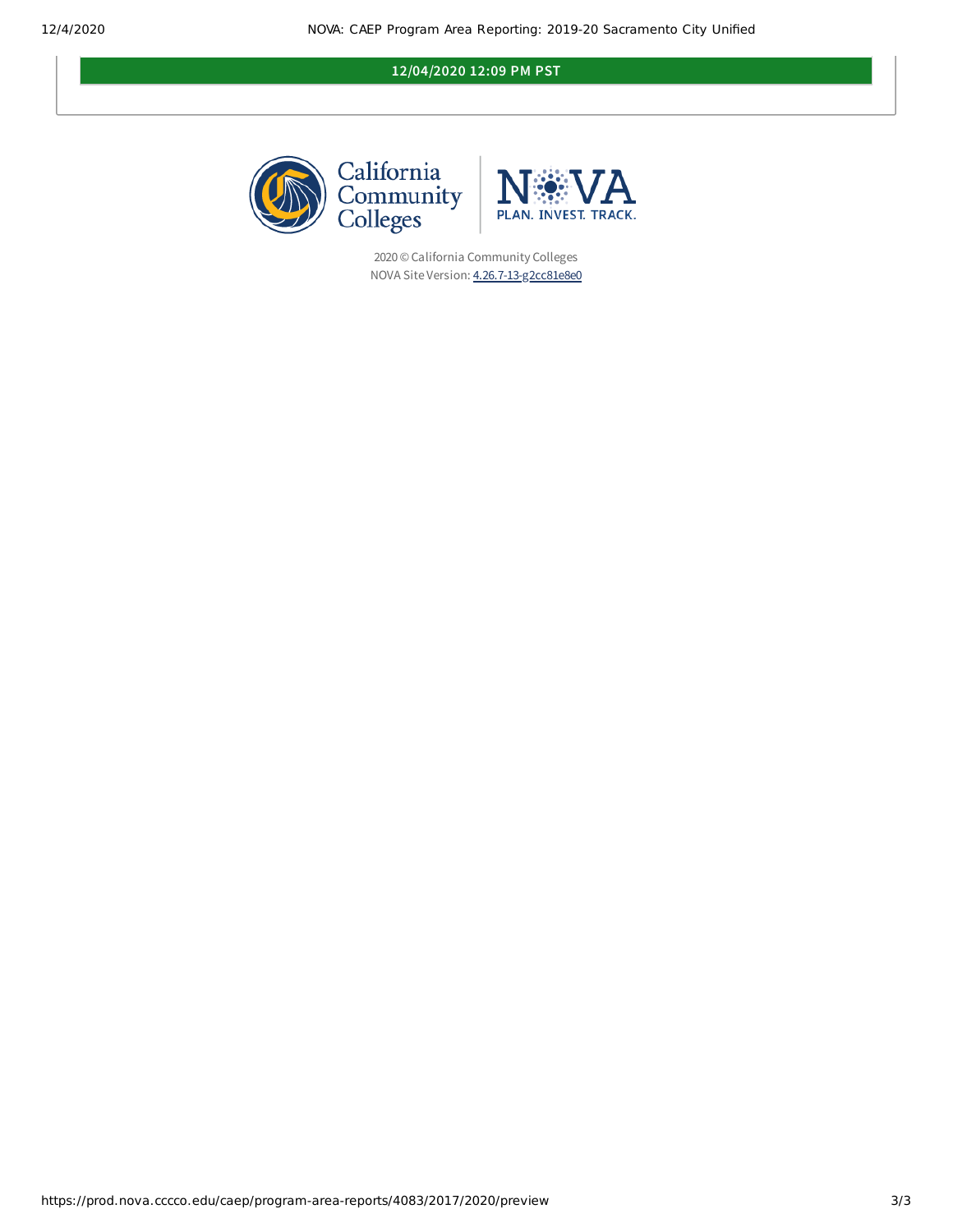12/04/2020 12:09 PM PST

California Community Colleges

NOVA

PLAN. INVEST. TRACK.

2020 © California Community Colleges

NOVA Site Version: 4.26.7-13-g2cc81e8e0